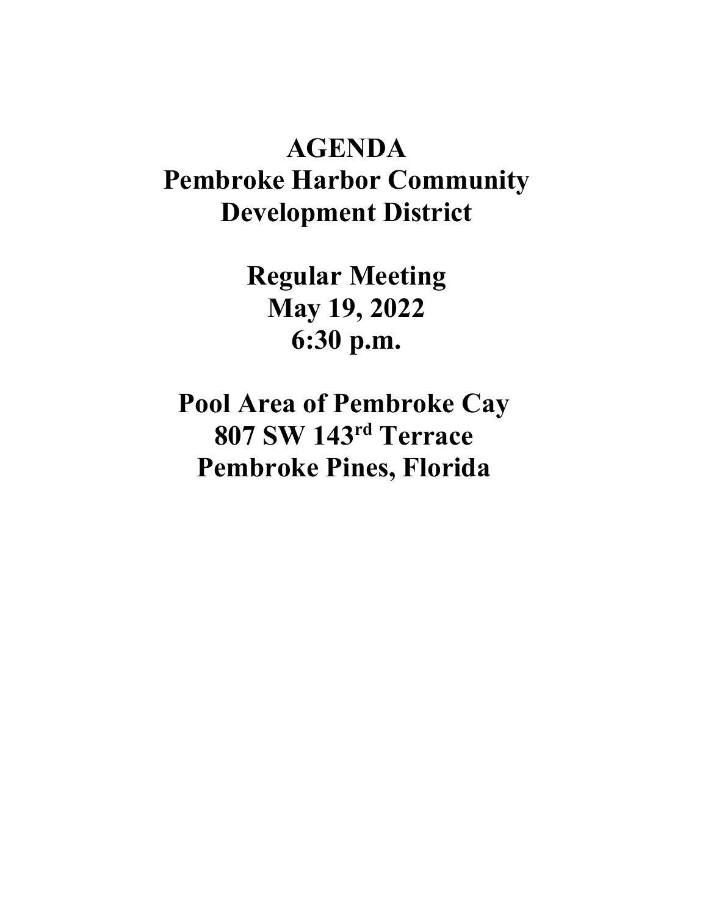# AGENDA
# Pembroke Harbor Community Development District

## Regular Meeting
## May 19, 2022
## 6:30 p.m.

## Pool Area of Pembroke Cay
## 807 SW 143rd Terrace
## Pembroke Pines, Florida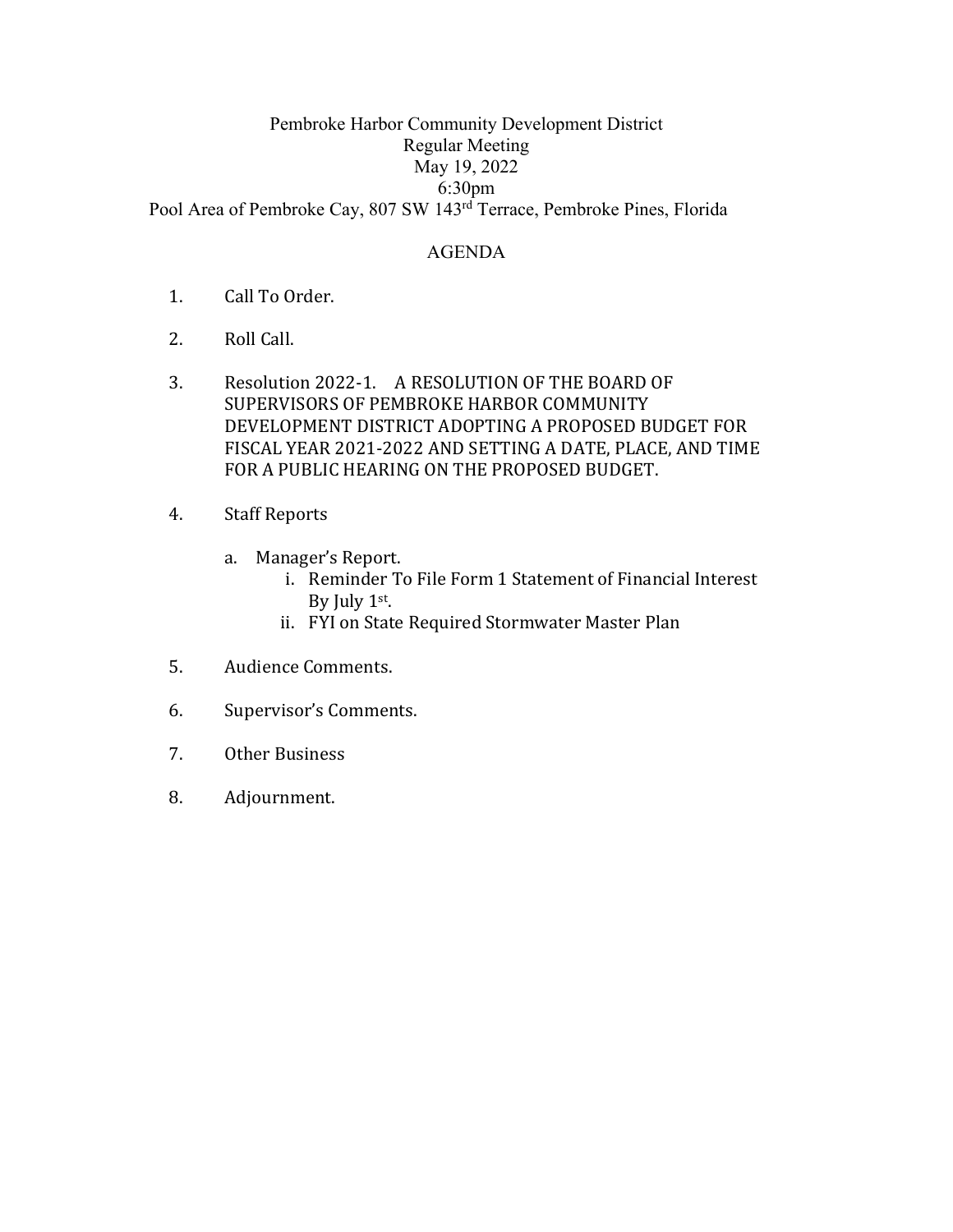Pembroke Harbor Community Development District
Regular Meeting
May 19, 2022
6:30pm
Pool Area of Pembroke Cay, 807 SW 143rd Terrace, Pembroke Pines, Florida

AGENDA

1. Call To Order.

2. Roll Call.

3. Resolution 2022-1. A RESOLUTION OF THE BOARD OF SUPERVISORS OF PEMBROKE HARBOR COMMUNITY DEVELOPMENT DISTRICT ADOPTING A PROPOSED BUDGET FOR FISCAL YEAR 2021-2022 AND SETTING A DATE, PLACE, AND TIME FOR A PUBLIC HEARING ON THE PROPOSED BUDGET.

4. Staff Reports

   a. Manager's Report.
      i. Reminder To File Form 1 Statement of Financial Interest By July 1st.
      ii. FYI on State Required Stormwater Master Plan

5. Audience Comments.

6. Supervisor's Comments.

7. Other Business

8. Adjournment.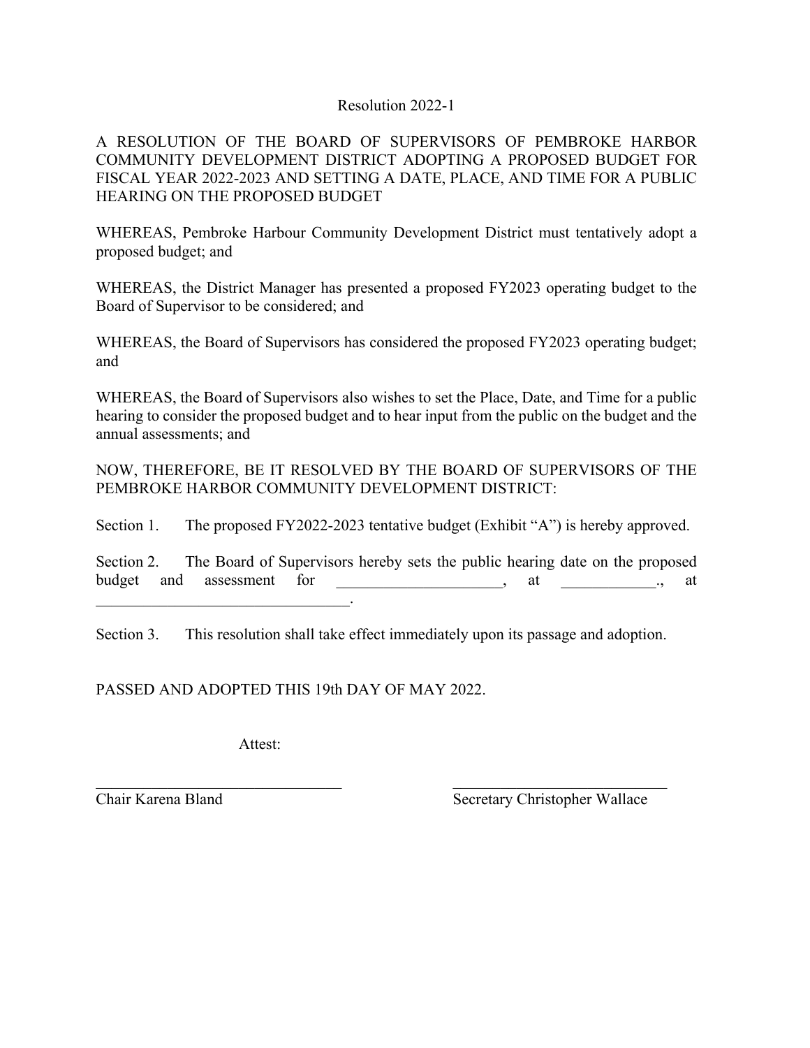Resolution 2022-1

A RESOLUTION OF THE BOARD OF SUPERVISORS OF PEMBROKE HARBOR COMMUNITY DEVELOPMENT DISTRICT ADOPTING A PROPOSED BUDGET FOR FISCAL YEAR 2022-2023 AND SETTING A DATE, PLACE, AND TIME FOR A PUBLIC HEARING ON THE PROPOSED BUDGET

WHEREAS, Pembroke Harbour Community Development District must tentatively adopt a proposed budget; and

WHEREAS, the District Manager has presented a proposed FY2023 operating budget to the Board of Supervisor to be considered; and

WHEREAS, the Board of Supervisors has considered the proposed FY2023 operating budget; and

WHEREAS, the Board of Supervisors also wishes to set the Place, Date, and Time for a public hearing to consider the proposed budget and to hear input from the public on the budget and the annual assessments; and

NOW, THEREFORE, BE IT RESOLVED BY THE BOARD OF SUPERVISORS OF THE PEMBROKE HARBOR COMMUNITY DEVELOPMENT DISTRICT:

Section 1. The proposed FY2022-2023 tentative budget (Exhibit "A") is hereby approved.

Section 2. The Board of Supervisors hereby sets the public hearing date on the proposed budget and assessment for _____________________, at ____________., at _________________________________.

Section 3. This resolution shall take effect immediately upon its passage and adoption.

PASSED AND ADOPTED THIS 19th DAY OF MAY 2022.

Attest:

_______________________________ _______________________________

Chair Karena Bland Secretary Christopher Wallace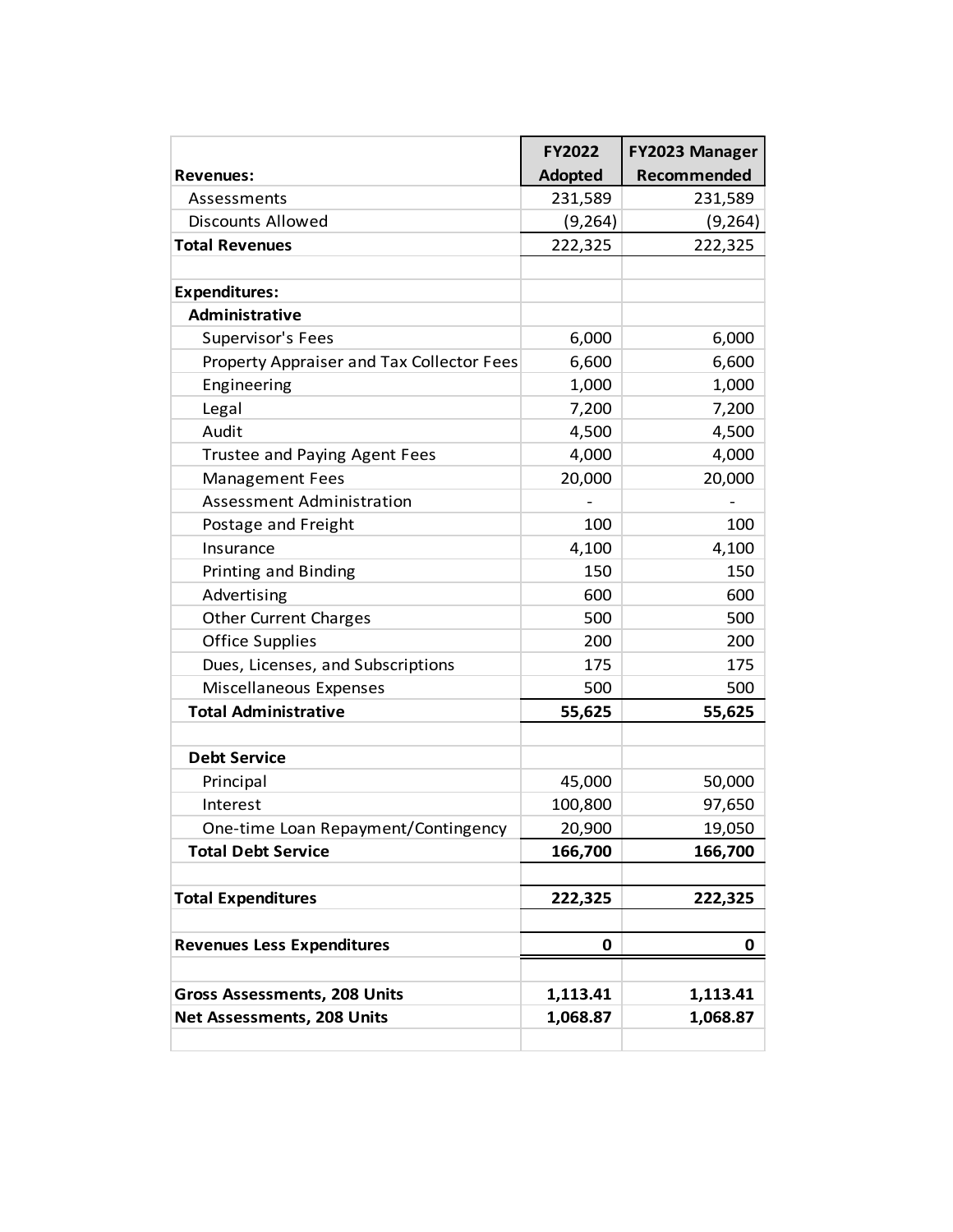| Revenues: | FY2022 Adopted | FY2023 Manager Recommended |
|---|---|---|
| Assessments | 231,589 | 231,589 |
| Discounts Allowed | (9,264) | (9,264) |
| **Total Revenues** | 222,325 | 222,325 |
| | | |
| **Expenditures:** | | |
| **Administrative** | | |
| Supervisor's Fees | 6,000 | 6,000 |
| Property Appraiser and Tax Collector Fees | 6,600 | 6,600 |
| Engineering | 1,000 | 1,000 |
| Legal | 7,200 | 7,200 |
| Audit | 4,500 | 4,500 |
| Trustee and Paying Agent Fees | 4,000 | 4,000 |
| Management Fees | 20,000 | 20,000 |
| Assessment Administration | - | - |
| Postage and Freight | 100 | 100 |
| Insurance | 4,100 | 4,100 |
| Printing and Binding | 150 | 150 |
| Advertising | 600 | 600 |
| Other Current Charges | 500 | 500 |
| Office Supplies | 200 | 200 |
| Dues, Licenses, and Subscriptions | 175 | 175 |
| Miscellaneous Expenses | 500 | 500 |
| **Total Administrative** | **55,625** | **55,625** |
| | | |
| **Debt Service** | | |
| Principal | 45,000 | 50,000 |
| Interest | 100,800 | 97,650 |
| One-time Loan Repayment/Contingency | 20,900 | 19,050 |
| **Total Debt Service** | **166,700** | **166,700** |
| | | |
| **Total Expenditures** | **222,325** | **222,325** |
| | | |
| **Revenues Less Expenditures** | **0** | **0** |
| | | |
| **Gross Assessments, 208 Units** | **1,113.41** | **1,113.41** |
| **Net Assessments, 208 Units** | **1,068.87** | **1,068.87** |